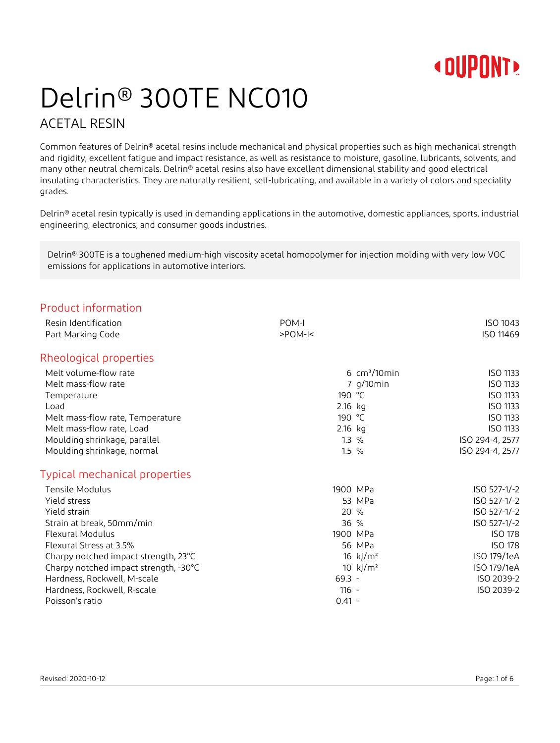# Delrin® 300TE NC010

## ACETAL RESIN

Common features of Delrin® acetal resins include mechanical and physical properties such as high mechanical strength and rigidity, excellent fatigue and impact resistance, as well as resistance to moisture, gasoline, lubricants, solvents, and many other neutral chemicals. Delrin® acetal resins also have excellent dimensional stability and good electrical insulating characteristics. They are naturally resilient, self-lubricating, and available in a variety of colors and speciality grades.

Delrin® acetal resin typically is used in demanding applications in the automotive, domestic appliances, sports, industrial engineering, electronics, and consumer goods industries.

Delrin® 300TE is a toughened medium-high viscosity acetal homopolymer for injection molding with very low VOC emissions for applications in automotive interiors.

### Product information

| | | | |
|---|---|---|---|
| Resin Identification | POM-I | | ISO 1043 |
| Part Marking Code | >POM-I< | | ISO 11469 |

### Rheological properties

| | | | |
|---|---|---|---|
| Melt volume-flow rate | 6 | cm³/10min | ISO 1133 |
| Melt mass-flow rate | 7 | g/10min | ISO 1133 |
| Temperature | 190 | °C | ISO 1133 |
| Load | 2.16 | kg | ISO 1133 |
| Melt mass-flow rate, Temperature | 190 | °C | ISO 1133 |
| Melt mass-flow rate, Load | 2.16 | kg | ISO 1133 |
| Moulding shrinkage, parallel | 1.3 | % | ISO 294-4, 2577 |
| Moulding shrinkage, normal | 1.5 | % | ISO 294-4, 2577 |

### Typical mechanical properties

| | | | |
|---|---|---|---|
| Tensile Modulus | 1900 | MPa | ISO 527-1/-2 |
| Yield stress | 53 | MPa | ISO 527-1/-2 |
| Yield strain | 20 | % | ISO 527-1/-2 |
| Strain at break, 50mm/min | 36 | % | ISO 527-1/-2 |
| Flexural Modulus | 1900 | MPa | ISO 178 |
| Flexural Stress at 3.5% | 56 | MPa | ISO 178 |
| Charpy notched impact strength, 23°C | 16 | kJ/m² | ISO 179/1eA |
| Charpy notched impact strength, -30°C | 10 | kJ/m² | ISO 179/1eA |
| Hardness, Rockwell, M-scale | 69.3 | - | ISO 2039-2 |
| Hardness, Rockwell, R-scale | 116 | - | ISO 2039-2 |
| Poisson's ratio | 0.41 | - | |

Revised: 2020-10-12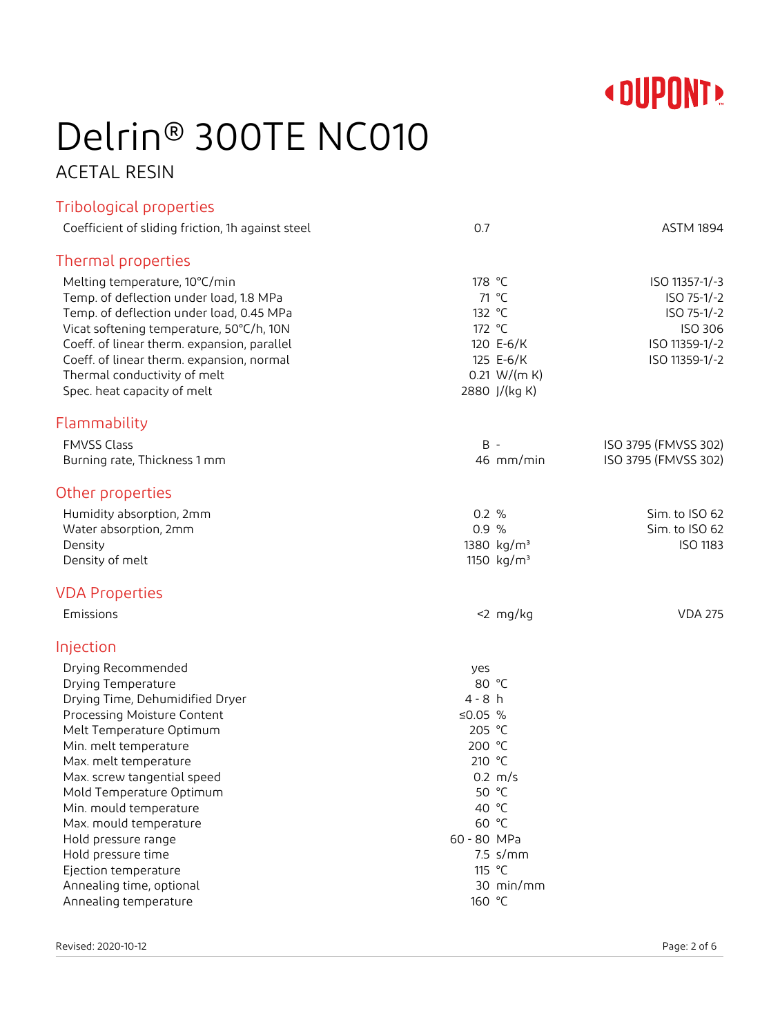# Delrin® 300TE NC010

## ACETAL RESIN

### Tribological properties

| Property | Value | Unit | Test Standard |
|---|---|---|---|
| Coefficient of sliding friction, 1h against steel | 0.7 | | ASTM 1894 |

### Thermal properties

| Property | Value | Unit | Test Standard |
|---|---|---|---|
| Melting temperature, 10°C/min | 178 | °C | ISO 11357-1/-3 |
| Temp. of deflection under load, 1.8 MPa | 71 | °C | ISO 75-1/-2 |
| Temp. of deflection under load, 0.45 MPa | 132 | °C | ISO 75-1/-2 |
| Vicat softening temperature, 50°C/h, 10N | 172 | °C | ISO 306 |
| Coeff. of linear therm. expansion, parallel | 120 | E-6/K | ISO 11359-1/-2 |
| Coeff. of linear therm. expansion, normal | 125 | E-6/K | ISO 11359-1/-2 |
| Thermal conductivity of melt | 0.21 | W/(m K) | |
| Spec. heat capacity of melt | 2880 | J/(kg K) | |

### Flammability

| Property | Value | Unit | Test Standard |
|---|---|---|---|
| FMVSS Class | B | - | ISO 3795 (FMVSS 302) |
| Burning rate, Thickness 1 mm | 46 | mm/min | ISO 3795 (FMVSS 302) |

### Other properties

| Property | Value | Unit | Test Standard |
|---|---|---|---|
| Humidity absorption, 2mm | 0.2 | % | Sim. to ISO 62 |
| Water absorption, 2mm | 0.9 | % | Sim. to ISO 62 |
| Density | 1380 | kg/m³ | ISO 1183 |
| Density of melt | 1150 | kg/m³ | |

### VDA Properties

| Property | Value | Unit | Test Standard |
|---|---|---|---|
| Emissions | <2 | mg/kg | VDA 275 |

### Injection

| Property | Value | Unit |
|---|---|---|
| Drying Recommended | yes | |
| Drying Temperature | 80 | °C |
| Drying Time, Dehumidified Dryer | 4 - 8 | h |
| Processing Moisture Content | ≤0.05 | % |
| Melt Temperature Optimum | 205 | °C |
| Min. melt temperature | 200 | °C |
| Max. melt temperature | 210 | °C |
| Max. screw tangential speed | 0.2 | m/s |
| Mold Temperature Optimum | 50 | °C |
| Min. mould temperature | 40 | °C |
| Max. mould temperature | 60 | °C |
| Hold pressure range | 60 - 80 | MPa |
| Hold pressure time | 7.5 | s/mm |
| Ejection temperature | 115 | °C |
| Annealing time, optional | 30 | min/mm |
| Annealing temperature | 160 | °C |

Revised: 2020-10-12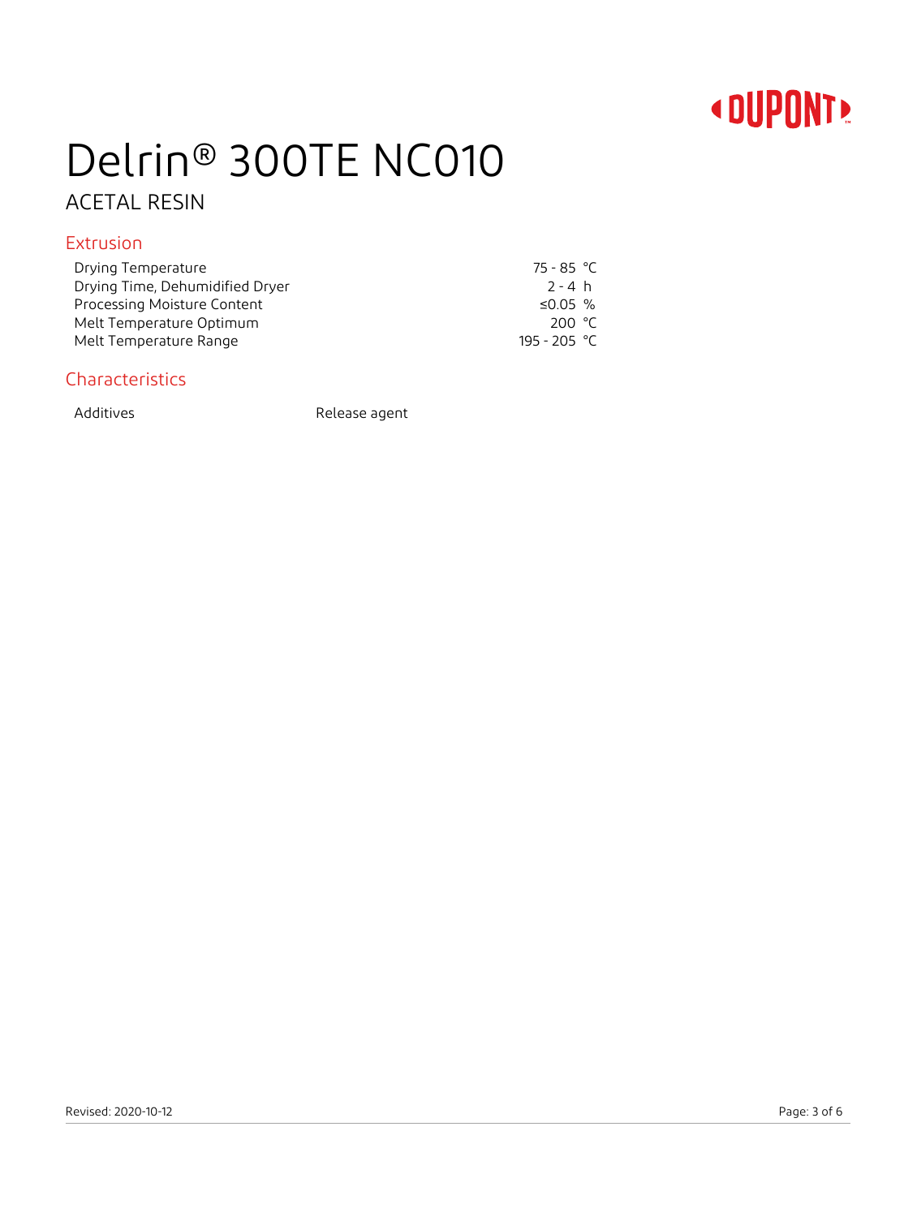# Delrin® 300TE NC010

ACETAL RESIN

## Extrusion

| Property | Value | Unit |
|---|---|---|
| Drying Temperature | 75 - 85 | °C |
| Drying Time, Dehumidified Dryer | 2 - 4 | h |
| Processing Moisture Content | ≤0.05 | % |
| Melt Temperature Optimum | 200 | °C |
| Melt Temperature Range | 195 - 205 | °C |

## Characteristics

| Property | Value |
|---|---|
| Additives | Release agent |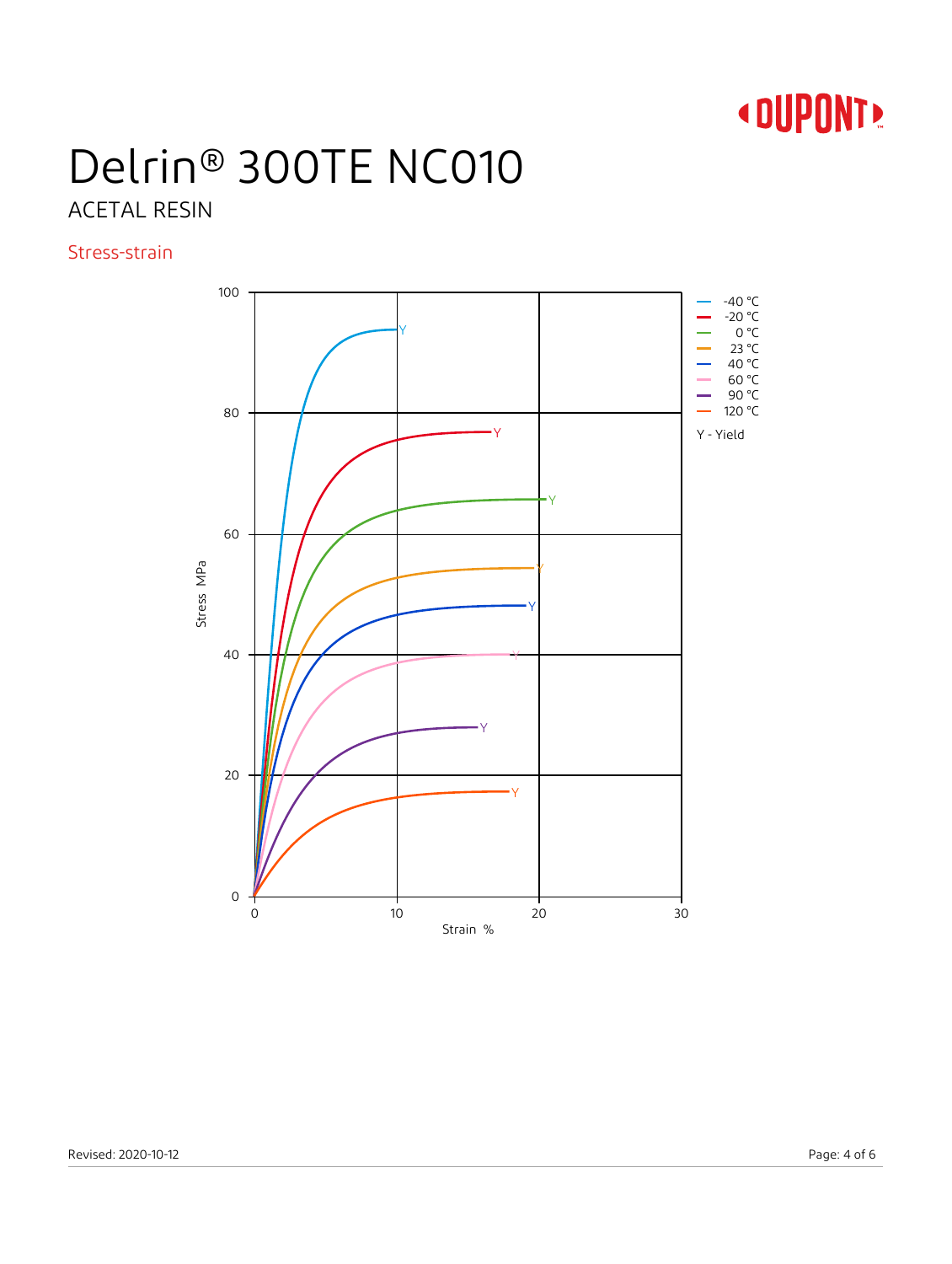# Delrin® 300TE NC010

ACETAL RESIN

## Stress-strain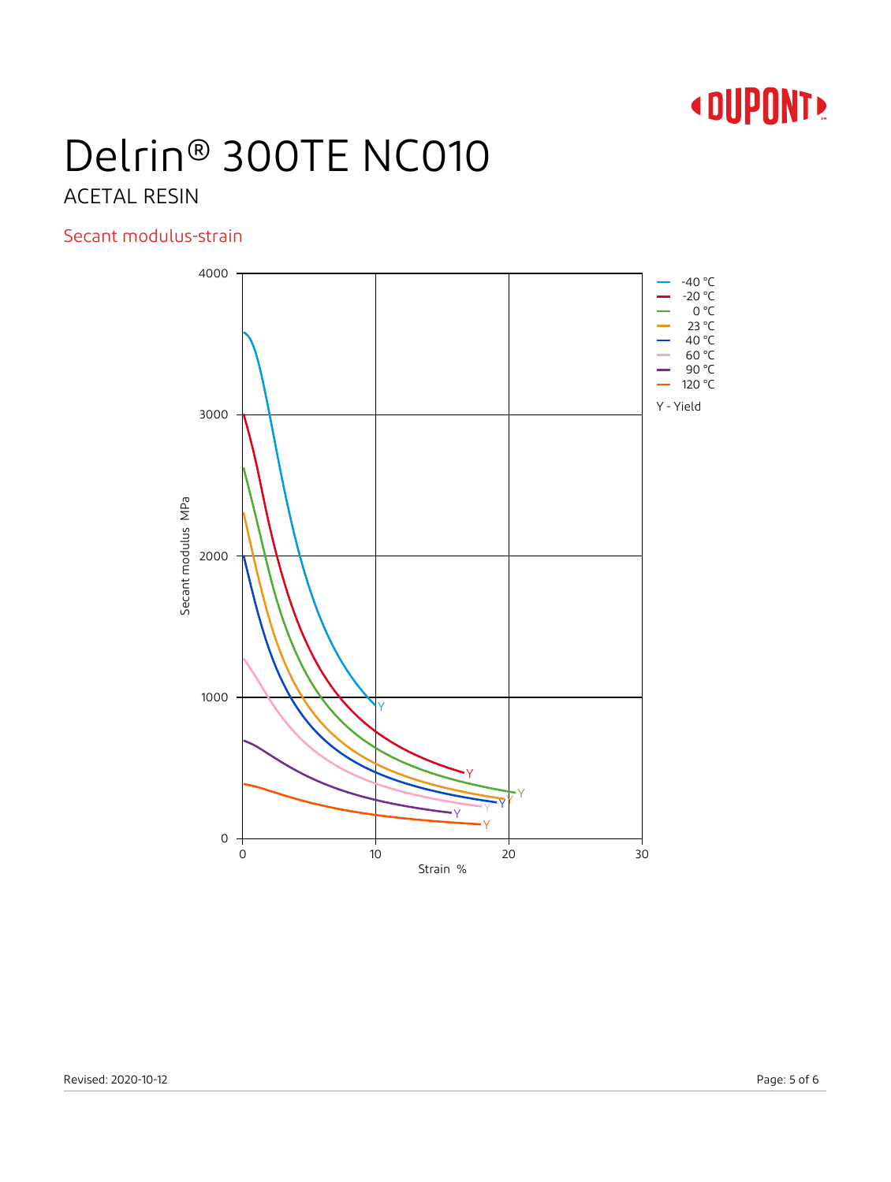# Delrin® 300TE NC010

ACETAL RESIN

## Secant modulus-strain

Secant modulus MPa

Strain %

- -40 °C
- -20 °C
- 0 °C
- 23 °C
- 40 °C
- 60 °C
- 90 °C
- 120 °C

Y - Yield

Revised: 2020-10-12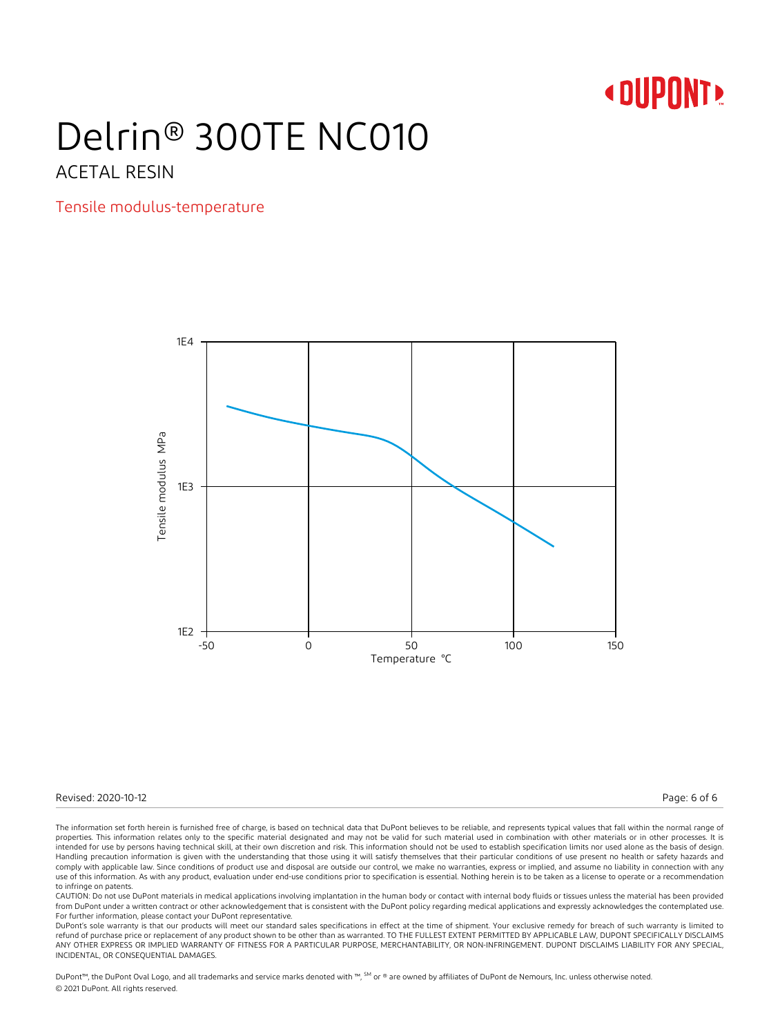# Delrin® 300TE NC010

ACETAL RESIN

## Tensile modulus-temperature

1E4
1E3
1E2
Tensile modulus MPa
-50
0
50
100
150
Temperature °C

Revised: 2020-10-12

The information set forth herein is furnished free of charge, is based on technical data that DuPont believes to be reliable, and represents typical values that fall within the normal range of properties. This information relates only to the specific material designated and may not be valid for such material used in combination with other materials or in other processes. It is intended for use by persons having technical skill, at their own discretion and risk. This information should not be used to establish specification limits nor used alone as the basis of design. Handling precaution information is given with the understanding that those using it will satisfy themselves that their particular conditions of use present no health or safety hazards and comply with applicable law. Since conditions of product use and disposal are outside our control, we make no warranties, express or implied, and assume no liability in connection with any use of this information. As with any product, evaluation under end-use conditions prior to specification is essential. Nothing herein is to be taken as a license to operate or a recommendation to infringe on patents.

CAUTION: Do not use DuPont materials in medical applications involving implantation in the human body or contact with internal body fluids or tissues unless the material has been provided from DuPont under a written contract or other acknowledgement that is consistent with the DuPont policy regarding medical applications and expressly acknowledges the contemplated use. For further information, please contact your DuPont representative.

DuPont's sole warranty is that our products will meet our standard sales specifications in effect at the time of shipment. Your exclusive remedy for breach of such warranty is limited to refund of purchase price or replacement of any product shown to be other than as warranted. TO THE FULLEST EXTENT PERMITTED BY APPLICABLE LAW, DUPONT SPECIFICALLY DISCLAIMS ANY OTHER EXPRESS OR IMPLIED WARRANTY OF FITNESS FOR A PARTICULAR PURPOSE, MERCHANTABILITY, OR NON-INFRINGEMENT. DUPONT DISCLAIMS LIABILITY FOR ANY SPECIAL, INCIDENTAL, OR CONSEQUENTIAL DAMAGES.

DuPont™, the DuPont Oval Logo, and all trademarks and service marks denoted with ™, SM or ® are owned by affiliates of DuPont de Nemours, Inc. unless otherwise noted.

© 2021 DuPont. All rights reserved.